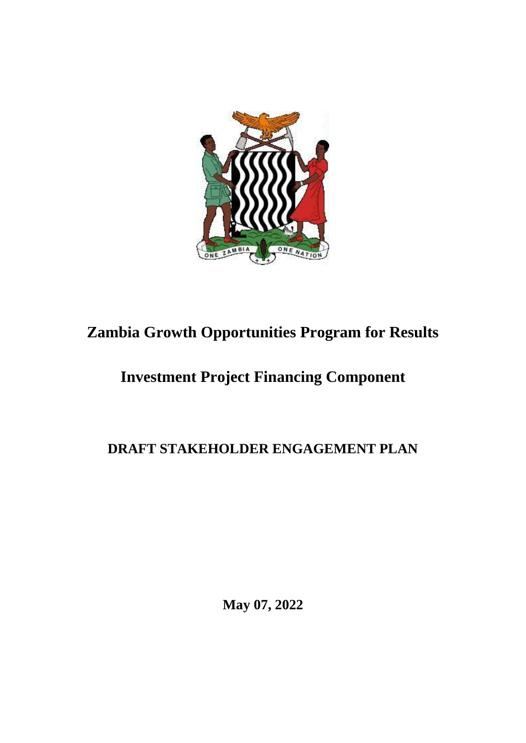# Zambia Growth Opportunities Program for Results

# Investment Project Financing Component

## DRAFT STAKEHOLDER ENGAGEMENT PLAN

**May 07, 2022**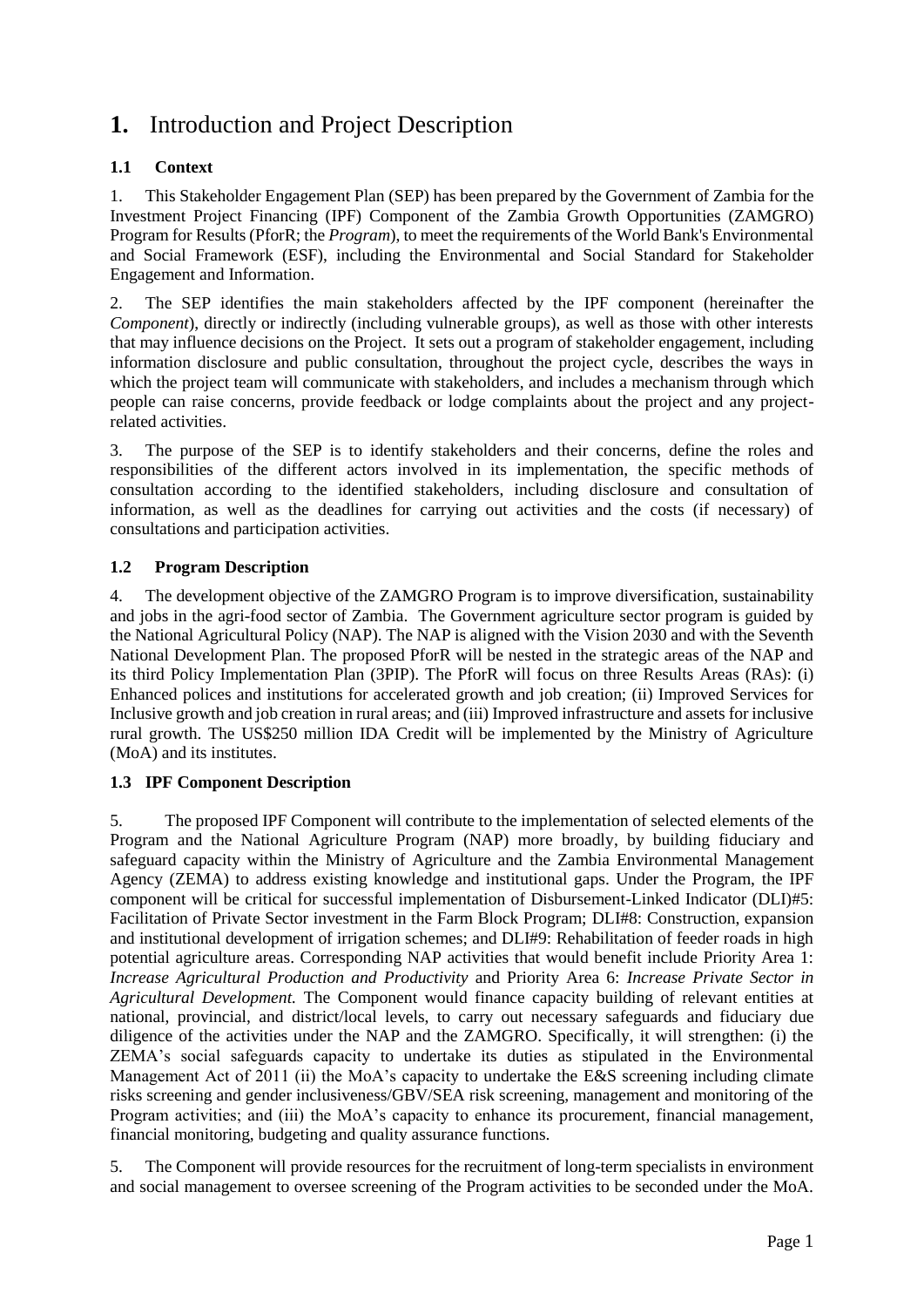# 1. Introduction and Project Description

## 1.1 Context

1. This Stakeholder Engagement Plan (SEP) has been prepared by the Government of Zambia for the Investment Project Financing (IPF) Component of the Zambia Growth Opportunities (ZAMGRO) Program for Results (PforR; the *Program*), to meet the requirements of the World Bank's Environmental and Social Framework (ESF), including the Environmental and Social Standard for Stakeholder Engagement and Information.

2. The SEP identifies the main stakeholders affected by the IPF component (hereinafter the *Component*), directly or indirectly (including vulnerable groups), as well as those with other interests that may influence decisions on the Project. It sets out a program of stakeholder engagement, including information disclosure and public consultation, throughout the project cycle, describes the ways in which the project team will communicate with stakeholders, and includes a mechanism through which people can raise concerns, provide feedback or lodge complaints about the project and any project-related activities.

3. The purpose of the SEP is to identify stakeholders and their concerns, define the roles and responsibilities of the different actors involved in its implementation, the specific methods of consultation according to the identified stakeholders, including disclosure and consultation of information, as well as the deadlines for carrying out activities and the costs (if necessary) of consultations and participation activities.

## 1.2 Program Description

4. The development objective of the ZAMGRO Program is to improve diversification, sustainability and jobs in the agri-food sector of Zambia. The Government agriculture sector program is guided by the National Agricultural Policy (NAP). The NAP is aligned with the Vision 2030 and with the Seventh National Development Plan. The proposed PforR will be nested in the strategic areas of the NAP and its third Policy Implementation Plan (3PIP). The PforR will focus on three Results Areas (RAs): (i) Enhanced polices and institutions for accelerated growth and job creation; (ii) Improved Services for Inclusive growth and job creation in rural areas; and (iii) Improved infrastructure and assets for inclusive rural growth. The US$250 million IDA Credit will be implemented by the Ministry of Agriculture (MoA) and its institutes.

## 1.3 IPF Component Description

5. The proposed IPF Component will contribute to the implementation of selected elements of the Program and the National Agriculture Program (NAP) more broadly, by building fiduciary and safeguard capacity within the Ministry of Agriculture and the Zambia Environmental Management Agency (ZEMA) to address existing knowledge and institutional gaps. Under the Program, the IPF component will be critical for successful implementation of Disbursement-Linked Indicator (DLI)#5: Facilitation of Private Sector investment in the Farm Block Program; DLI#8: Construction, expansion and institutional development of irrigation schemes; and DLI#9: Rehabilitation of feeder roads in high potential agriculture areas. Corresponding NAP activities that would benefit include Priority Area 1: *Increase Agricultural Production and Productivity* and Priority Area 6: *Increase Private Sector in Agricultural Development.* The Component would finance capacity building of relevant entities at national, provincial, and district/local levels, to carry out necessary safeguards and fiduciary due diligence of the activities under the NAP and the ZAMGRO. Specifically, it will strengthen: (i) the ZEMA's social safeguards capacity to undertake its duties as stipulated in the Environmental Management Act of 2011 (ii) the MoA's capacity to undertake the E&S screening including climate risks screening and gender inclusiveness/GBV/SEA risk screening, management and monitoring of the Program activities; and (iii) the MoA's capacity to enhance its procurement, financial management, financial monitoring, budgeting and quality assurance functions.

5. The Component will provide resources for the recruitment of long-term specialists in environment and social management to oversee screening of the Program activities to be seconded under the MoA.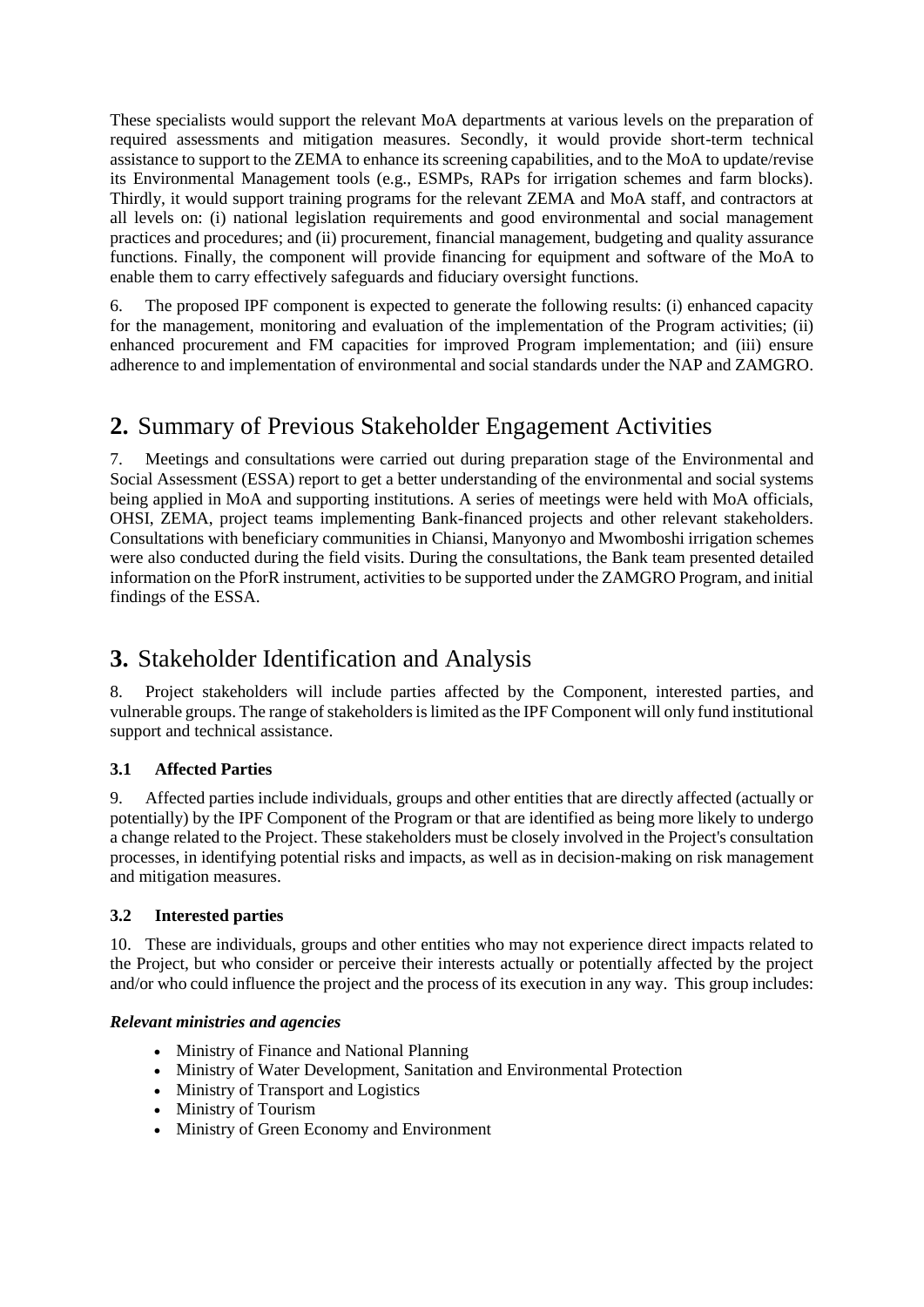These specialists would support the relevant MoA departments at various levels on the preparation of required assessments and mitigation measures. Secondly, it would provide short-term technical assistance to support to the ZEMA to enhance its screening capabilities, and to the MoA to update/revise its Environmental Management tools (e.g., ESMPs, RAPs for irrigation schemes and farm blocks). Thirdly, it would support training programs for the relevant ZEMA and MoA staff, and contractors at all levels on: (i) national legislation requirements and good environmental and social management practices and procedures; and (ii) procurement, financial management, budgeting and quality assurance functions. Finally, the component will provide financing for equipment and software of the MoA to enable them to carry effectively safeguards and fiduciary oversight functions.

6. The proposed IPF component is expected to generate the following results: (i) enhanced capacity for the management, monitoring and evaluation of the implementation of the Program activities; (ii) enhanced procurement and FM capacities for improved Program implementation; and (iii) ensure adherence to and implementation of environmental and social standards under the NAP and ZAMGRO.

# 2. Summary of Previous Stakeholder Engagement Activities

7. Meetings and consultations were carried out during preparation stage of the Environmental and Social Assessment (ESSA) report to get a better understanding of the environmental and social systems being applied in MoA and supporting institutions. A series of meetings were held with MoA officials, OHSI, ZEMA, project teams implementing Bank-financed projects and other relevant stakeholders. Consultations with beneficiary communities in Chiansi, Manyonyo and Mwomboshi irrigation schemes were also conducted during the field visits. During the consultations, the Bank team presented detailed information on the PforR instrument, activities to be supported under the ZAMGRO Program, and initial findings of the ESSA.

# 3. Stakeholder Identification and Analysis

8. Project stakeholders will include parties affected by the Component, interested parties, and vulnerable groups. The range of stakeholders is limited as the IPF Component will only fund institutional support and technical assistance.

### 3.1 Affected Parties

9. Affected parties include individuals, groups and other entities that are directly affected (actually or potentially) by the IPF Component of the Program or that are identified as being more likely to undergo a change related to the Project. These stakeholders must be closely involved in the Project's consultation processes, in identifying potential risks and impacts, as well as in decision-making on risk management and mitigation measures.

### 3.2 Interested parties

10. These are individuals, groups and other entities who may not experience direct impacts related to the Project, but who consider or perceive their interests actually or potentially affected by the project and/or who could influence the project and the process of its execution in any way. This group includes:

***Relevant ministries and agencies***

- Ministry of Finance and National Planning
- Ministry of Water Development, Sanitation and Environmental Protection
- Ministry of Transport and Logistics
- Ministry of Tourism
- Ministry of Green Economy and Environment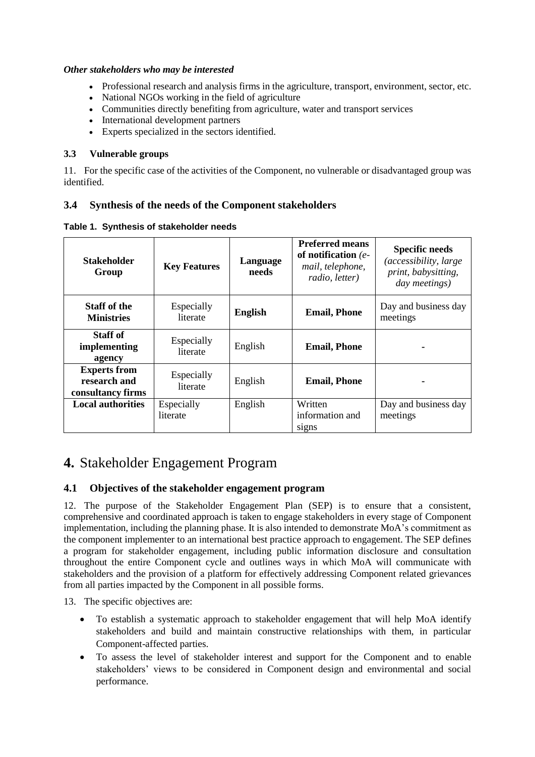***Other stakeholders who may be interested***

- Professional research and analysis firms in the agriculture, transport, environment, sector, etc.
- National NGOs working in the field of agriculture
- Communities directly benefiting from agriculture, water and transport services
- International development partners
- Experts specialized in the sectors identified.

### 3.3 Vulnerable groups

11. For the specific case of the activities of the Component, no vulnerable or disadvantaged group was identified.

### 3.4 Synthesis of the needs of the Component stakeholders

**Table 1. Synthesis of stakeholder needs**

| **Stakeholder Group** | **Key Features** | **Language needs** | **Preferred means of notification** *(e-mail, telephone, radio, letter)* | **Specific needs** *(accessibility, large print, babysitting, day meetings)* |
|---|---|---|---|---|
| **Staff of the Ministries** | Especially literate | **English** | **Email, Phone** | Day and business day meetings |
| **Staff of implementing agency** | Especially literate | English | **Email, Phone** | - |
| **Experts from research and consultancy firms** | Especially literate | English | **Email, Phone** | - |
| **Local authorities** | Especially literate | English | Written information and signs | Day and business day meetings |

# 4. Stakeholder Engagement Program

### 4.1 Objectives of the stakeholder engagement program

12. The purpose of the Stakeholder Engagement Plan (SEP) is to ensure that a consistent, comprehensive and coordinated approach is taken to engage stakeholders in every stage of Component implementation, including the planning phase. It is also intended to demonstrate MoA's commitment as the component implementer to an international best practice approach to engagement. The SEP defines a program for stakeholder engagement, including public information disclosure and consultation throughout the entire Component cycle and outlines ways in which MoA will communicate with stakeholders and the provision of a platform for effectively addressing Component related grievances from all parties impacted by the Component in all possible forms.

13. The specific objectives are:

- To establish a systematic approach to stakeholder engagement that will help MoA identify stakeholders and build and maintain constructive relationships with them, in particular Component-affected parties.
- To assess the level of stakeholder interest and support for the Component and to enable stakeholders' views to be considered in Component design and environmental and social performance.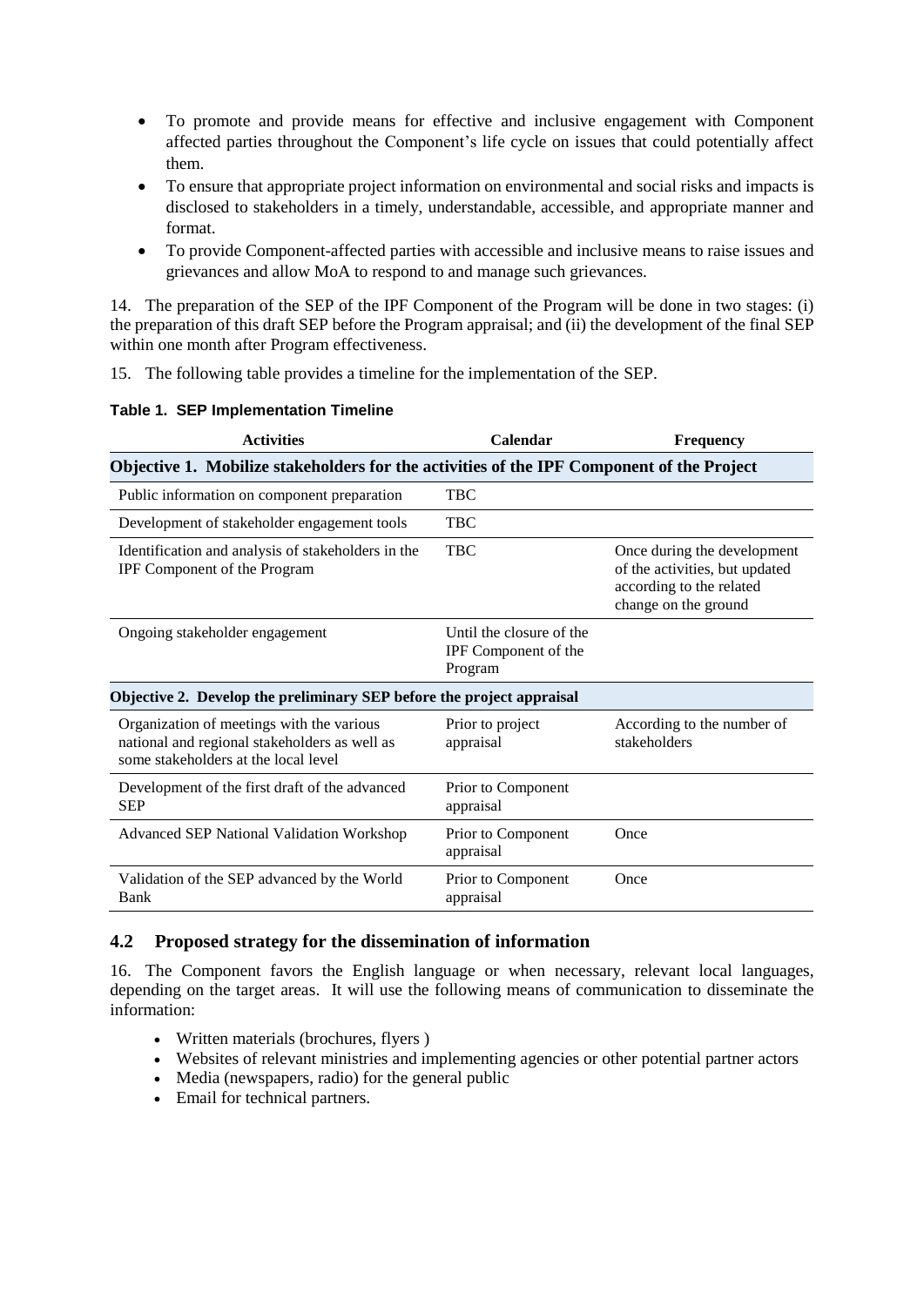- To promote and provide means for effective and inclusive engagement with Component affected parties throughout the Component's life cycle on issues that could potentially affect them.
- To ensure that appropriate project information on environmental and social risks and impacts is disclosed to stakeholders in a timely, understandable, accessible, and appropriate manner and format.
- To provide Component-affected parties with accessible and inclusive means to raise issues and grievances and allow MoA to respond to and manage such grievances.

14. The preparation of the SEP of the IPF Component of the Program will be done in two stages: (i) the preparation of this draft SEP before the Program appraisal; and (ii) the development of the final SEP within one month after Program effectiveness.

15. The following table provides a timeline for the implementation of the SEP.

**Table 1. SEP Implementation Timeline**

| Activities | Calendar | Frequency |
|---|---|---|
| **Objective 1. Mobilize stakeholders for the activities of the IPF Component of the Project** | | |
| Public information on component preparation | TBC | |
| Development of stakeholder engagement tools | TBC | |
| Identification and analysis of stakeholders in the IPF Component of the Program | TBC | Once during the development of the activities, but updated according to the related change on the ground |
| Ongoing stakeholder engagement | Until the closure of the IPF Component of the Program | |
| **Objective 2. Develop the preliminary SEP before the project appraisal** | | |
| Organization of meetings with the various national and regional stakeholders as well as some stakeholders at the local level | Prior to project appraisal | According to the number of stakeholders |
| Development of the first draft of the advanced SEP | Prior to Component appraisal | |
| Advanced SEP National Validation Workshop | Prior to Component appraisal | Once |
| Validation of the SEP advanced by the World Bank | Prior to Component appraisal | Once |

## 4.2 Proposed strategy for the dissemination of information

16. The Component favors the English language or when necessary, relevant local languages, depending on the target areas. It will use the following means of communication to disseminate the information:

- Written materials (brochures, flyers )
- Websites of relevant ministries and implementing agencies or other potential partner actors
- Media (newspapers, radio) for the general public
- Email for technical partners.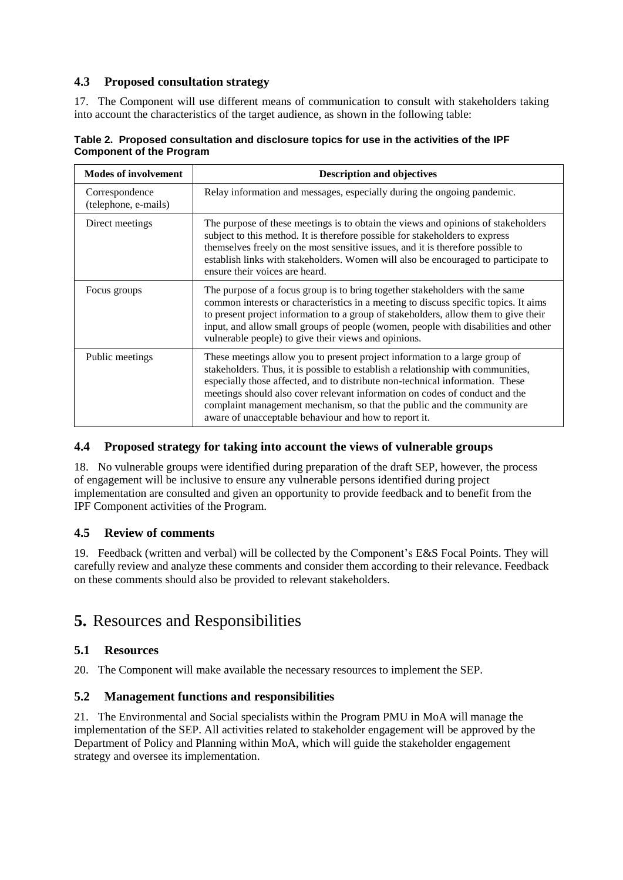### 4.3 Proposed consultation strategy

17. The Component will use different means of communication to consult with stakeholders taking into account the characteristics of the target audience, as shown in the following table:

**Table 2. Proposed consultation and disclosure topics for use in the activities of the IPF Component of the Program**

| Modes of involvement | Description and objectives |
|---|---|
| Correspondence (telephone, e-mails) | Relay information and messages, especially during the ongoing pandemic. |
| Direct meetings | The purpose of these meetings is to obtain the views and opinions of stakeholders subject to this method. It is therefore possible for stakeholders to express themselves freely on the most sensitive issues, and it is therefore possible to establish links with stakeholders. Women will also be encouraged to participate to ensure their voices are heard. |
| Focus groups | The purpose of a focus group is to bring together stakeholders with the same common interests or characteristics in a meeting to discuss specific topics. It aims to present project information to a group of stakeholders, allow them to give their input, and allow small groups of people (women, people with disabilities and other vulnerable people) to give their views and opinions. |
| Public meetings | These meetings allow you to present project information to a large group of stakeholders. Thus, it is possible to establish a relationship with communities, especially those affected, and to distribute non-technical information. These meetings should also cover relevant information on codes of conduct and the complaint management mechanism, so that the public and the community are aware of unacceptable behaviour and how to report it. |

### 4.4 Proposed strategy for taking into account the views of vulnerable groups

18. No vulnerable groups were identified during preparation of the draft SEP, however, the process of engagement will be inclusive to ensure any vulnerable persons identified during project implementation are consulted and given an opportunity to provide feedback and to benefit from the IPF Component activities of the Program.

### 4.5 Review of comments

19. Feedback (written and verbal) will be collected by the Component's E&S Focal Points. They will carefully review and analyze these comments and consider them according to their relevance. Feedback on these comments should also be provided to relevant stakeholders.

# 5. Resources and Responsibilities

### 5.1 Resources

20. The Component will make available the necessary resources to implement the SEP.

### 5.2 Management functions and responsibilities

21. The Environmental and Social specialists within the Program PMU in MoA will manage the implementation of the SEP. All activities related to stakeholder engagement will be approved by the Department of Policy and Planning within MoA, which will guide the stakeholder engagement strategy and oversee its implementation.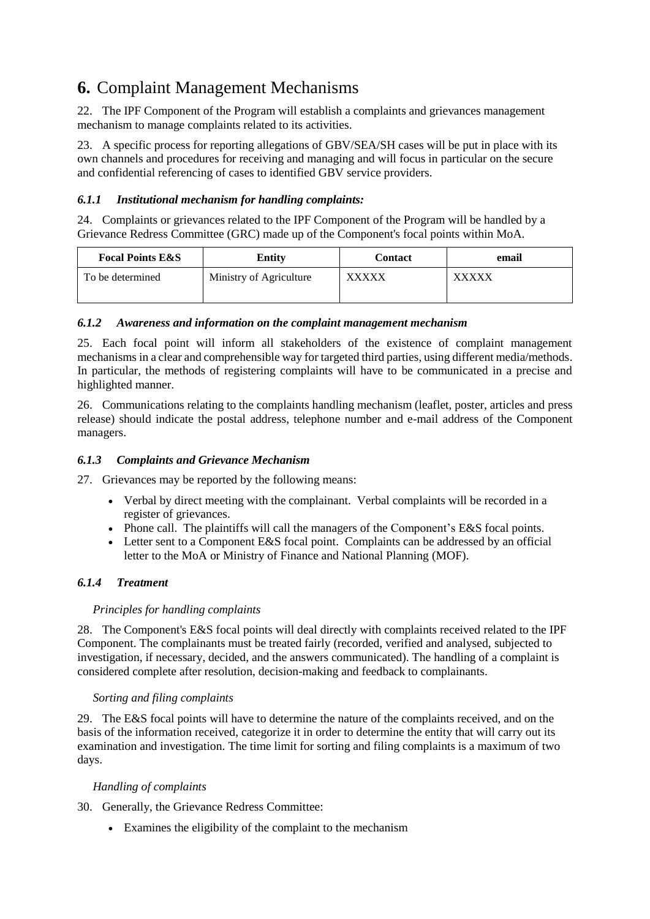# **6.** Complaint Management Mechanisms

22. The IPF Component of the Program will establish a complaints and grievances management mechanism to manage complaints related to its activities.

23. A specific process for reporting allegations of GBV/SEA/SH cases will be put in place with its own channels and procedures for receiving and managing and will focus in particular on the secure and confidential referencing of cases to identified GBV service providers.

### *6.1.1 Institutional mechanism for handling complaints:*

24. Complaints or grievances related to the IPF Component of the Program will be handled by a Grievance Redress Committee (GRC) made up of the Component's focal points within MoA.

| Focal Points E&S | Entity | Contact | email |
|---|---|---|---|
| To be determined | Ministry of Agriculture | XXXXX | XXXXX |

### *6.1.2 Awareness and information on the complaint management mechanism*

25. Each focal point will inform all stakeholders of the existence of complaint management mechanisms in a clear and comprehensible way for targeted third parties, using different media/methods. In particular, the methods of registering complaints will have to be communicated in a precise and highlighted manner.

26. Communications relating to the complaints handling mechanism (leaflet, poster, articles and press release) should indicate the postal address, telephone number and e-mail address of the Component managers.

### *6.1.3 Complaints and Grievance Mechanism*

27. Grievances may be reported by the following means:

- Verbal by direct meeting with the complainant. Verbal complaints will be recorded in a register of grievances.
- Phone call. The plaintiffs will call the managers of the Component's E&S focal points.
- Letter sent to a Component E&S focal point. Complaints can be addressed by an official letter to the MoA or Ministry of Finance and National Planning (MOF).

### *6.1.4 Treatment*

*Principles for handling complaints*

28. The Component's E&S focal points will deal directly with complaints received related to the IPF Component. The complainants must be treated fairly (recorded, verified and analysed, subjected to investigation, if necessary, decided, and the answers communicated). The handling of a complaint is considered complete after resolution, decision-making and feedback to complainants.

*Sorting and filing complaints*

29. The E&S focal points will have to determine the nature of the complaints received, and on the basis of the information received, categorize it in order to determine the entity that will carry out its examination and investigation. The time limit for sorting and filing complaints is a maximum of two days.

*Handling of complaints*

30. Generally, the Grievance Redress Committee:

- Examines the eligibility of the complaint to the mechanism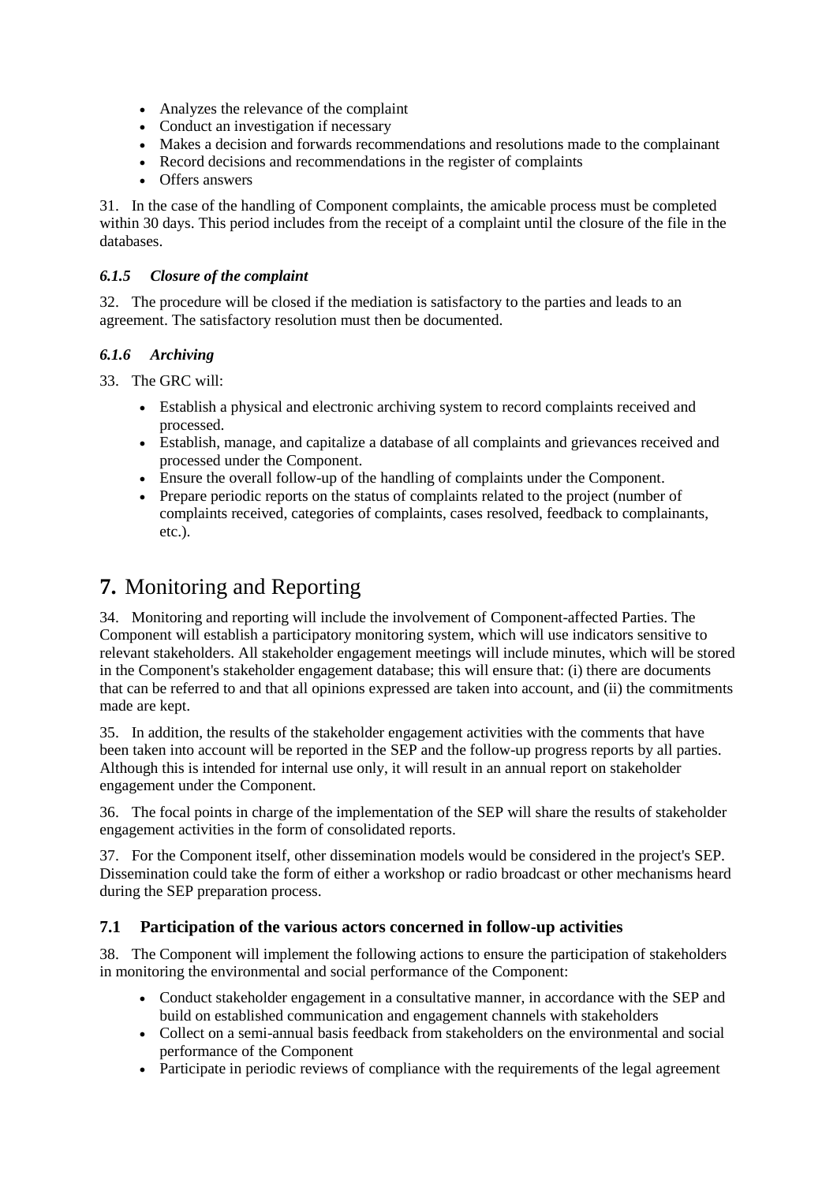- Analyzes the relevance of the complaint
- Conduct an investigation if necessary
- Makes a decision and forwards recommendations and resolutions made to the complainant
- Record decisions and recommendations in the register of complaints
- Offers answers

31. In the case of the handling of Component complaints, the amicable process must be completed within 30 days. This period includes from the receipt of a complaint until the closure of the file in the databases.

### *6.1.5 Closure of the complaint*

32. The procedure will be closed if the mediation is satisfactory to the parties and leads to an agreement. The satisfactory resolution must then be documented.

### *6.1.6 Archiving*

33. The GRC will:

- Establish a physical and electronic archiving system to record complaints received and processed.
- Establish, manage, and capitalize a database of all complaints and grievances received and processed under the Component.
- Ensure the overall follow-up of the handling of complaints under the Component.
- Prepare periodic reports on the status of complaints related to the project (number of complaints received, categories of complaints, cases resolved, feedback to complainants, etc.).

# **7.** Monitoring and Reporting

34. Monitoring and reporting will include the involvement of Component-affected Parties. The Component will establish a participatory monitoring system, which will use indicators sensitive to relevant stakeholders. All stakeholder engagement meetings will include minutes, which will be stored in the Component's stakeholder engagement database; this will ensure that: (i) there are documents that can be referred to and that all opinions expressed are taken into account, and (ii) the commitments made are kept.

35. In addition, the results of the stakeholder engagement activities with the comments that have been taken into account will be reported in the SEP and the follow-up progress reports by all parties. Although this is intended for internal use only, it will result in an annual report on stakeholder engagement under the Component.

36. The focal points in charge of the implementation of the SEP will share the results of stakeholder engagement activities in the form of consolidated reports.

37. For the Component itself, other dissemination models would be considered in the project's SEP. Dissemination could take the form of either a workshop or radio broadcast or other mechanisms heard during the SEP preparation process.

## **7.1 Participation of the various actors concerned in follow-up activities**

38. The Component will implement the following actions to ensure the participation of stakeholders in monitoring the environmental and social performance of the Component:

- Conduct stakeholder engagement in a consultative manner, in accordance with the SEP and build on established communication and engagement channels with stakeholders
- Collect on a semi-annual basis feedback from stakeholders on the environmental and social performance of the Component
- Participate in periodic reviews of compliance with the requirements of the legal agreement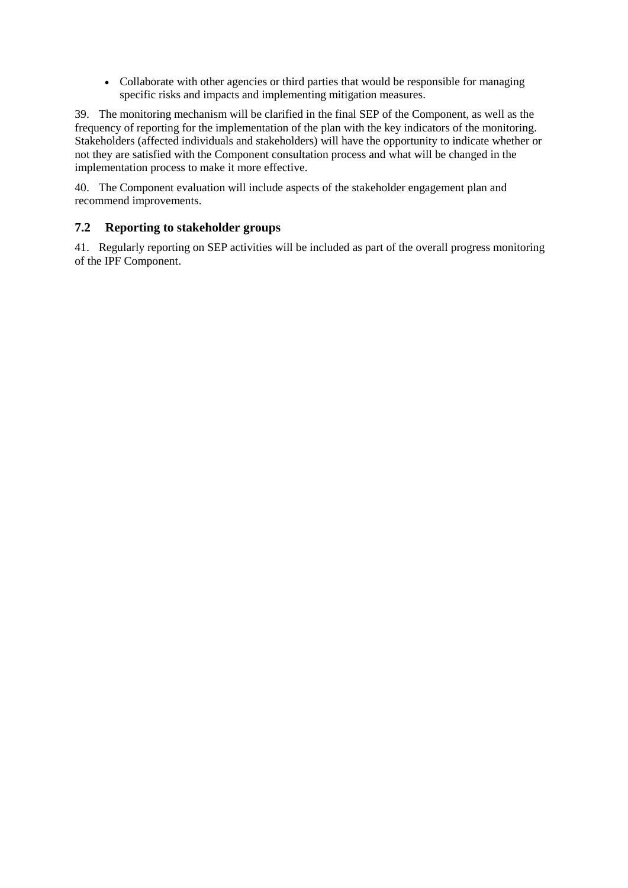- Collaborate with other agencies or third parties that would be responsible for managing specific risks and impacts and implementing mitigation measures.

39. The monitoring mechanism will be clarified in the final SEP of the Component, as well as the frequency of reporting for the implementation of the plan with the key indicators of the monitoring. Stakeholders (affected individuals and stakeholders) will have the opportunity to indicate whether or not they are satisfied with the Component consultation process and what will be changed in the implementation process to make it more effective.

40. The Component evaluation will include aspects of the stakeholder engagement plan and recommend improvements.

## 7.2 Reporting to stakeholder groups

41. Regularly reporting on SEP activities will be included as part of the overall progress monitoring of the IPF Component.